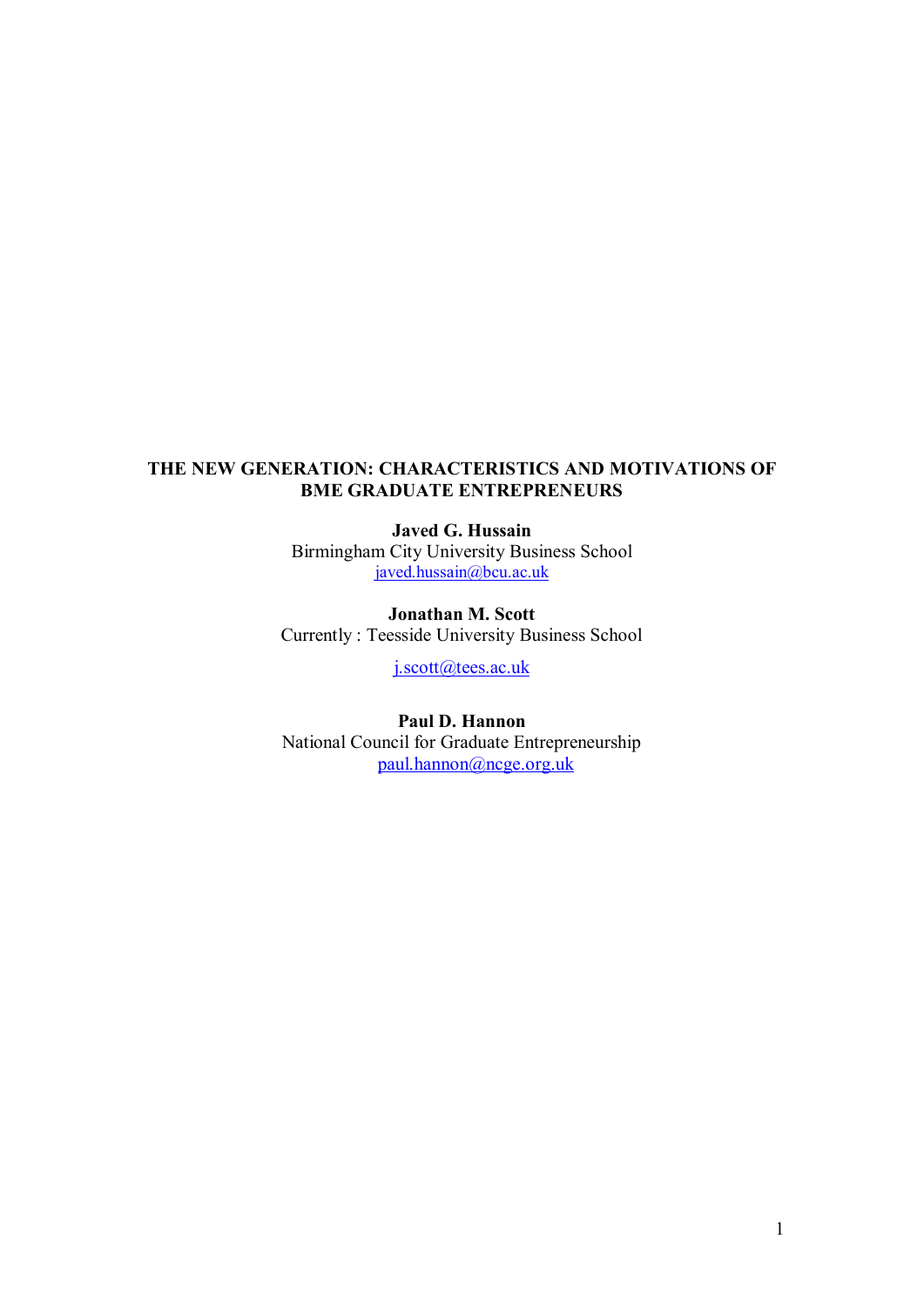# THE NEW GENERATION: CHARACTERISTICS AND MOTIVATIONS OF BME GRADUATE ENTREPRENEURS

**Javed G. Hussain**
Birmingham City University Business School
javed.hussain@bcu.ac.uk

**Jonathan M. Scott**
Currently : Teesside University Business School
j.scott@tees.ac.uk

**Paul D. Hannon**
National Council for Graduate Entrepreneurship
paul.hannon@ncge.org.uk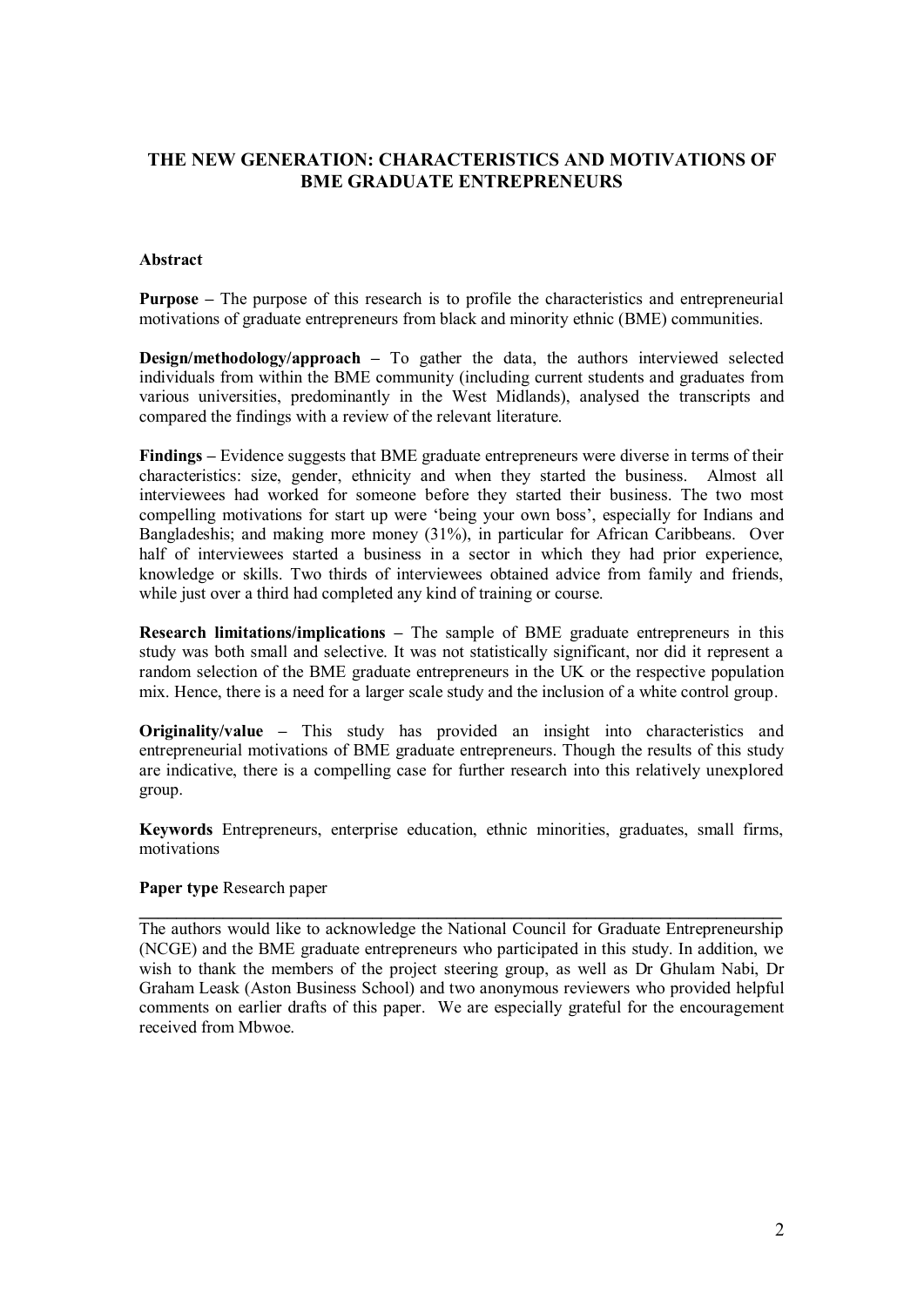# THE NEW GENERATION: CHARACTERISTICS AND MOTIVATIONS OF BME GRADUATE ENTREPRENEURS

## Abstract

**Purpose –** The purpose of this research is to profile the characteristics and entrepreneurial motivations of graduate entrepreneurs from black and minority ethnic (BME) communities.

**Design/methodology/approach –** To gather the data, the authors interviewed selected individuals from within the BME community (including current students and graduates from various universities, predominantly in the West Midlands), analysed the transcripts and compared the findings with a review of the relevant literature.

**Findings –** Evidence suggests that BME graduate entrepreneurs were diverse in terms of their characteristics: size, gender, ethnicity and when they started the business. Almost all interviewees had worked for someone before they started their business. The two most compelling motivations for start up were 'being your own boss', especially for Indians and Bangladeshis; and making more money (31%), in particular for African Caribbeans. Over half of interviewees started a business in a sector in which they had prior experience, knowledge or skills. Two thirds of interviewees obtained advice from family and friends, while just over a third had completed any kind of training or course.

**Research limitations/implications –** The sample of BME graduate entrepreneurs in this study was both small and selective. It was not statistically significant, nor did it represent a random selection of the BME graduate entrepreneurs in the UK or the respective population mix. Hence, there is a need for a larger scale study and the inclusion of a white control group.

**Originality/value –** This study has provided an insight into characteristics and entrepreneurial motivations of BME graduate entrepreneurs. Though the results of this study are indicative, there is a compelling case for further research into this relatively unexplored group.

**Keywords** Entrepreneurs, enterprise education, ethnic minorities, graduates, small firms, motivations

**Paper type** Research paper

---

The authors would like to acknowledge the National Council for Graduate Entrepreneurship (NCGE) and the BME graduate entrepreneurs who participated in this study. In addition, we wish to thank the members of the project steering group, as well as Dr Ghulam Nabi, Dr Graham Leask (Aston Business School) and two anonymous reviewers who provided helpful comments on earlier drafts of this paper. We are especially grateful for the encouragement received from Mbwoe.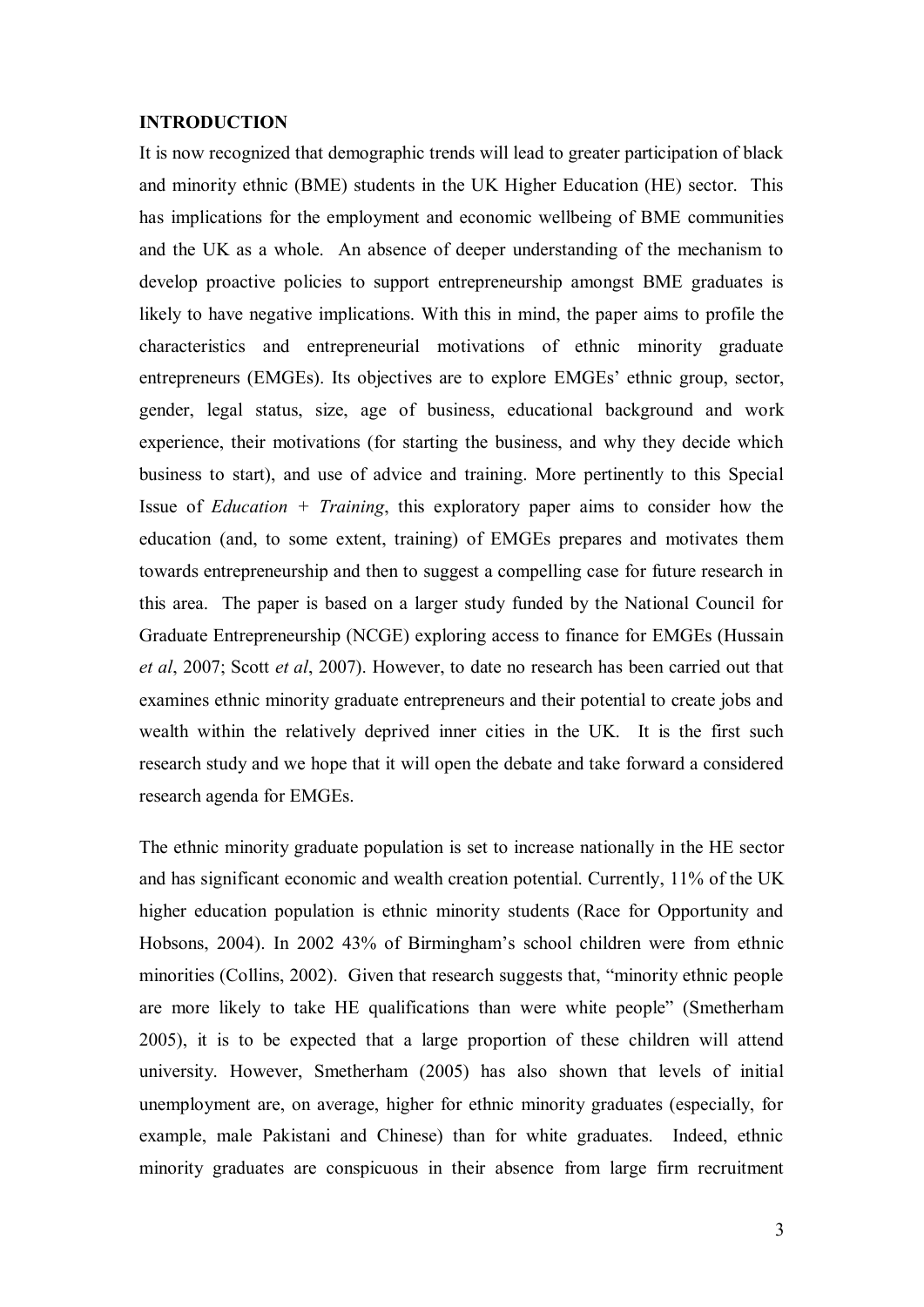## INTRODUCTION

It is now recognized that demographic trends will lead to greater participation of black and minority ethnic (BME) students in the UK Higher Education (HE) sector. This has implications for the employment and economic wellbeing of BME communities and the UK as a whole. An absence of deeper understanding of the mechanism to develop proactive policies to support entrepreneurship amongst BME graduates is likely to have negative implications. With this in mind, the paper aims to profile the characteristics and entrepreneurial motivations of ethnic minority graduate entrepreneurs (EMGEs). Its objectives are to explore EMGEs' ethnic group, sector, gender, legal status, size, age of business, educational background and work experience, their motivations (for starting the business, and why they decide which business to start), and use of advice and training. More pertinently to this Special Issue of *Education + Training*, this exploratory paper aims to consider how the education (and, to some extent, training) of EMGEs prepares and motivates them towards entrepreneurship and then to suggest a compelling case for future research in this area. The paper is based on a larger study funded by the National Council for Graduate Entrepreneurship (NCGE) exploring access to finance for EMGEs (Hussain *et al*, 2007; Scott *et al*, 2007). However, to date no research has been carried out that examines ethnic minority graduate entrepreneurs and their potential to create jobs and wealth within the relatively deprived inner cities in the UK. It is the first such research study and we hope that it will open the debate and take forward a considered research agenda for EMGEs.

The ethnic minority graduate population is set to increase nationally in the HE sector and has significant economic and wealth creation potential. Currently, 11% of the UK higher education population is ethnic minority students (Race for Opportunity and Hobsons, 2004). In 2002 43% of Birmingham's school children were from ethnic minorities (Collins, 2002). Given that research suggests that, "minority ethnic people are more likely to take HE qualifications than were white people" (Smetherham 2005), it is to be expected that a large proportion of these children will attend university. However, Smetherham (2005) has also shown that levels of initial unemployment are, on average, higher for ethnic minority graduates (especially, for example, male Pakistani and Chinese) than for white graduates. Indeed, ethnic minority graduates are conspicuous in their absence from large firm recruitment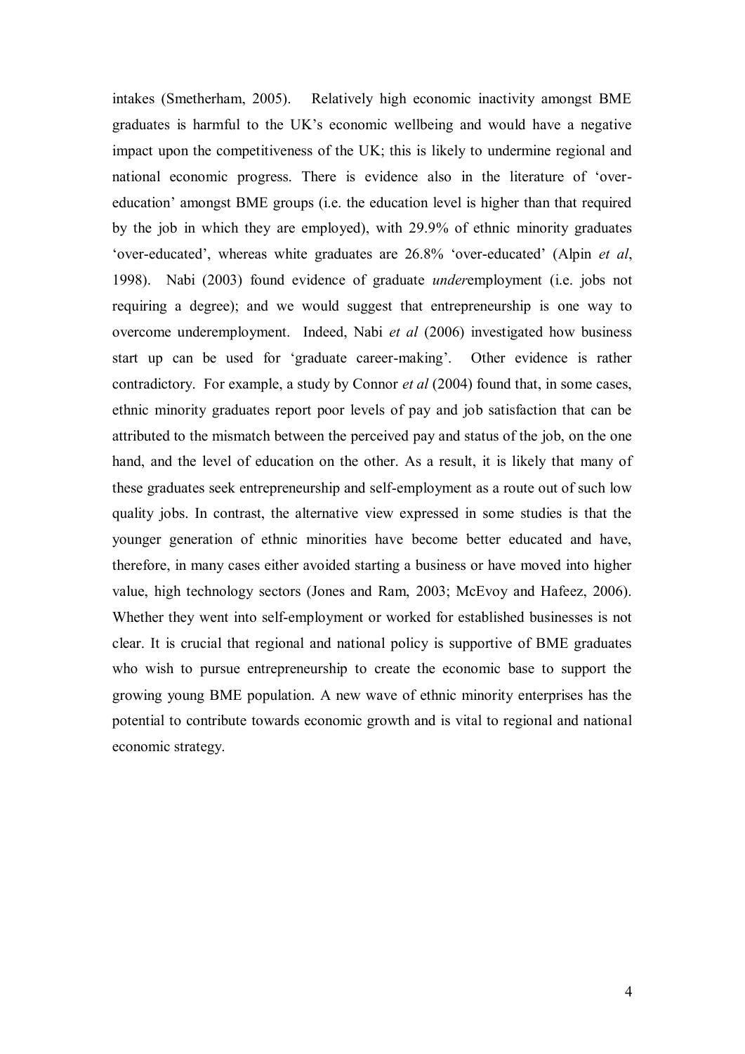intakes (Smetherham, 2005). Relatively high economic inactivity amongst BME graduates is harmful to the UK's economic wellbeing and would have a negative impact upon the competitiveness of the UK; this is likely to undermine regional and national economic progress. There is evidence also in the literature of 'over-education' amongst BME groups (i.e. the education level is higher than that required by the job in which they are employed), with 29.9% of ethnic minority graduates 'over-educated', whereas white graduates are 26.8% 'over-educated' (Alpin *et al*, 1998). Nabi (2003) found evidence of graduate *under*employment (i.e. jobs not requiring a degree); and we would suggest that entrepreneurship is one way to overcome underemployment. Indeed, Nabi *et al* (2006) investigated how business start up can be used for 'graduate career-making'. Other evidence is rather contradictory. For example, a study by Connor *et al* (2004) found that, in some cases, ethnic minority graduates report poor levels of pay and job satisfaction that can be attributed to the mismatch between the perceived pay and status of the job, on the one hand, and the level of education on the other. As a result, it is likely that many of these graduates seek entrepreneurship and self-employment as a route out of such low quality jobs. In contrast, the alternative view expressed in some studies is that the younger generation of ethnic minorities have become better educated and have, therefore, in many cases either avoided starting a business or have moved into higher value, high technology sectors (Jones and Ram, 2003; McEvoy and Hafeez, 2006). Whether they went into self-employment or worked for established businesses is not clear. It is crucial that regional and national policy is supportive of BME graduates who wish to pursue entrepreneurship to create the economic base to support the growing young BME population. A new wave of ethnic minority enterprises has the potential to contribute towards economic growth and is vital to regional and national economic strategy.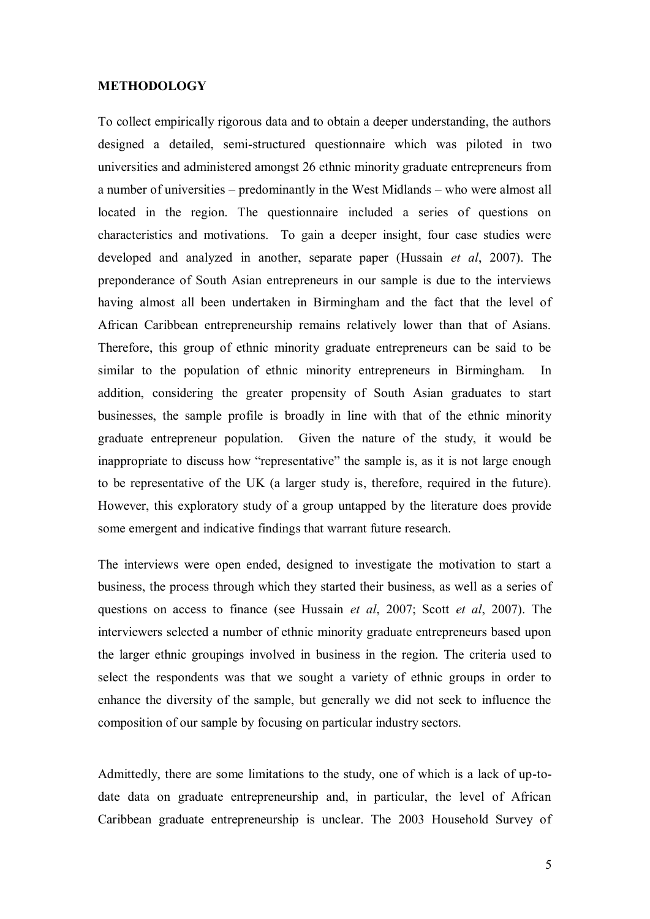## METHODOLOGY

To collect empirically rigorous data and to obtain a deeper understanding, the authors designed a detailed, semi-structured questionnaire which was piloted in two universities and administered amongst 26 ethnic minority graduate entrepreneurs from a number of universities – predominantly in the West Midlands – who were almost all located in the region. The questionnaire included a series of questions on characteristics and motivations. To gain a deeper insight, four case studies were developed and analyzed in another, separate paper (Hussain *et al*, 2007). The preponderance of South Asian entrepreneurs in our sample is due to the interviews having almost all been undertaken in Birmingham and the fact that the level of African Caribbean entrepreneurship remains relatively lower than that of Asians. Therefore, this group of ethnic minority graduate entrepreneurs can be said to be similar to the population of ethnic minority entrepreneurs in Birmingham. In addition, considering the greater propensity of South Asian graduates to start businesses, the sample profile is broadly in line with that of the ethnic minority graduate entrepreneur population. Given the nature of the study, it would be inappropriate to discuss how "representative" the sample is, as it is not large enough to be representative of the UK (a larger study is, therefore, required in the future). However, this exploratory study of a group untapped by the literature does provide some emergent and indicative findings that warrant future research.

The interviews were open ended, designed to investigate the motivation to start a business, the process through which they started their business, as well as a series of questions on access to finance (see Hussain *et al*, 2007; Scott *et al*, 2007). The interviewers selected a number of ethnic minority graduate entrepreneurs based upon the larger ethnic groupings involved in business in the region. The criteria used to select the respondents was that we sought a variety of ethnic groups in order to enhance the diversity of the sample, but generally we did not seek to influence the composition of our sample by focusing on particular industry sectors.

Admittedly, there are some limitations to the study, one of which is a lack of up-to-date data on graduate entrepreneurship and, in particular, the level of African Caribbean graduate entrepreneurship is unclear. The 2003 Household Survey of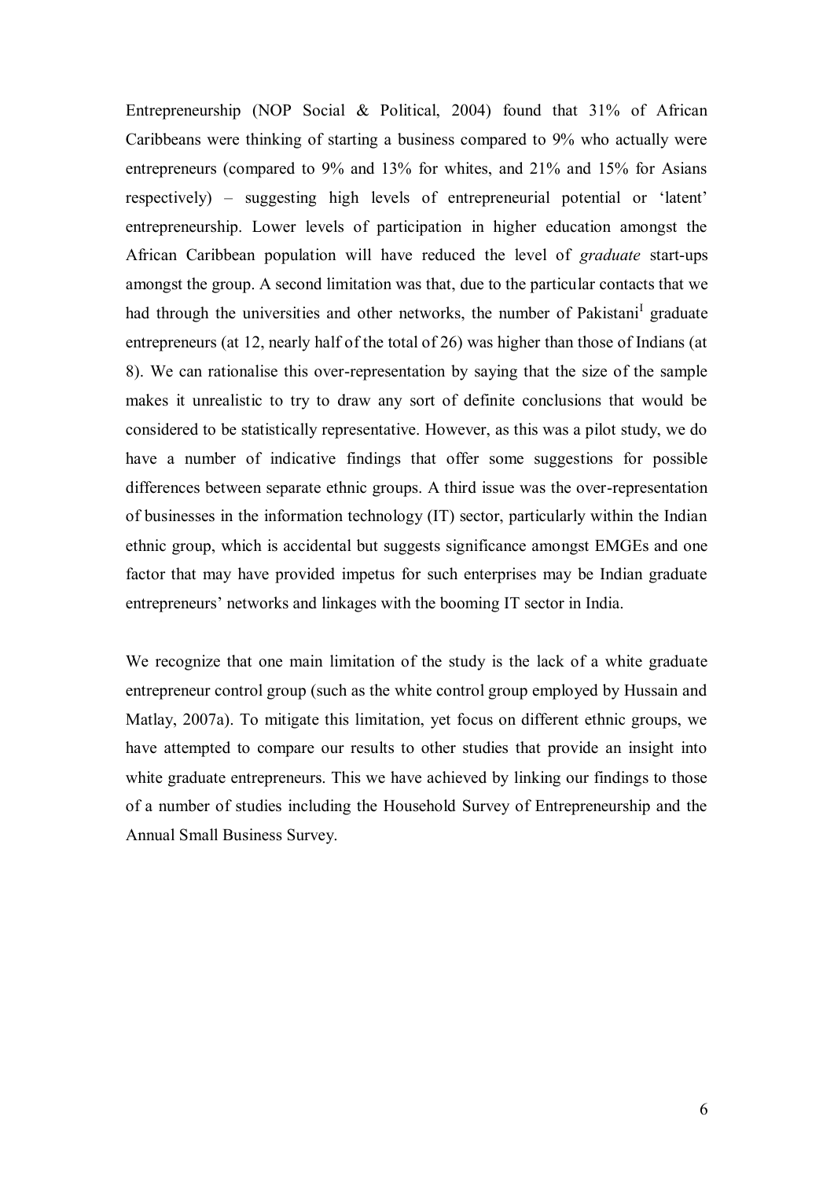Entrepreneurship (NOP Social & Political, 2004) found that 31% of African Caribbeans were thinking of starting a business compared to 9% who actually were entrepreneurs (compared to 9% and 13% for whites, and 21% and 15% for Asians respectively) – suggesting high levels of entrepreneurial potential or 'latent' entrepreneurship. Lower levels of participation in higher education amongst the African Caribbean population will have reduced the level of *graduate* start-ups amongst the group. A second limitation was that, due to the particular contacts that we had through the universities and other networks, the number of Pakistani[I] graduate entrepreneurs (at 12, nearly half of the total of 26) was higher than those of Indians (at 8). We can rationalise this over-representation by saying that the size of the sample makes it unrealistic to try to draw any sort of definite conclusions that would be considered to be statistically representative. However, as this was a pilot study, we do have a number of indicative findings that offer some suggestions for possible differences between separate ethnic groups. A third issue was the over-representation of businesses in the information technology (IT) sector, particularly within the Indian ethnic group, which is accidental but suggests significance amongst EMGEs and one factor that may have provided impetus for such enterprises may be Indian graduate entrepreneurs' networks and linkages with the booming IT sector in India.

We recognize that one main limitation of the study is the lack of a white graduate entrepreneur control group (such as the white control group employed by Hussain and Matlay, 2007a). To mitigate this limitation, yet focus on different ethnic groups, we have attempted to compare our results to other studies that provide an insight into white graduate entrepreneurs. This we have achieved by linking our findings to those of a number of studies including the Household Survey of Entrepreneurship and the Annual Small Business Survey.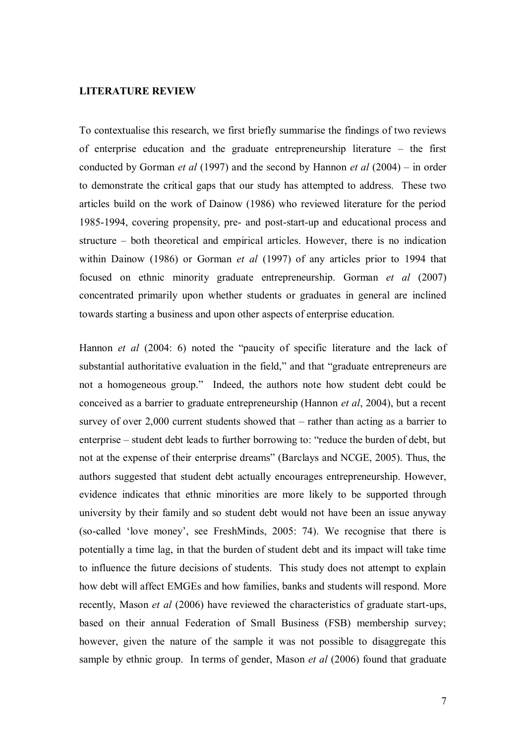**LITERATURE REVIEW**

To contextualise this research, we first briefly summarise the findings of two reviews of enterprise education and the graduate entrepreneurship literature – the first conducted by Gorman *et al* (1997) and the second by Hannon *et al* (2004) – in order to demonstrate the critical gaps that our study has attempted to address. These two articles build on the work of Dainow (1986) who reviewed literature for the period 1985-1994, covering propensity, pre- and post-start-up and educational process and structure – both theoretical and empirical articles. However, there is no indication within Dainow (1986) or Gorman *et al* (1997) of any articles prior to 1994 that focused on ethnic minority graduate entrepreneurship. Gorman *et al* (2007) concentrated primarily upon whether students or graduates in general are inclined towards starting a business and upon other aspects of enterprise education.

Hannon *et al* (2004: 6) noted the "paucity of specific literature and the lack of substantial authoritative evaluation in the field," and that "graduate entrepreneurs are not a homogeneous group." Indeed, the authors note how student debt could be conceived as a barrier to graduate entrepreneurship (Hannon *et al*, 2004), but a recent survey of over 2,000 current students showed that – rather than acting as a barrier to enterprise – student debt leads to further borrowing to: "reduce the burden of debt, but not at the expense of their enterprise dreams" (Barclays and NCGE, 2005). Thus, the authors suggested that student debt actually encourages entrepreneurship. However, evidence indicates that ethnic minorities are more likely to be supported through university by their family and so student debt would not have been an issue anyway (so-called 'love money', see FreshMinds, 2005: 74). We recognise that there is potentially a time lag, in that the burden of student debt and its impact will take time to influence the future decisions of students. This study does not attempt to explain how debt will affect EMGEs and how families, banks and students will respond. More recently, Mason *et al* (2006) have reviewed the characteristics of graduate start-ups, based on their annual Federation of Small Business (FSB) membership survey; however, given the nature of the sample it was not possible to disaggregate this sample by ethnic group. In terms of gender, Mason *et al* (2006) found that graduate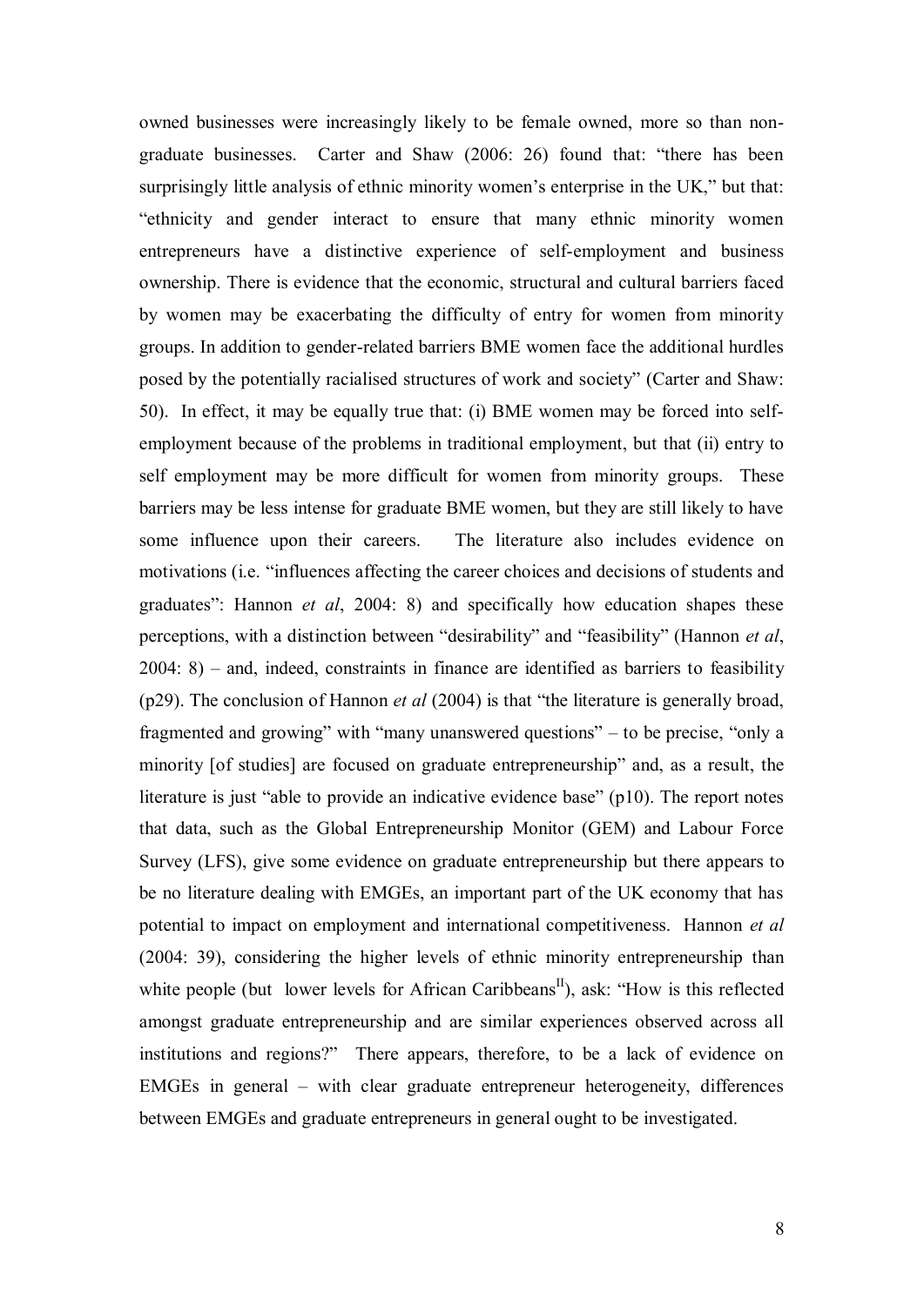owned businesses were increasingly likely to be female owned, more so than non-graduate businesses. Carter and Shaw (2006: 26) found that: "there has been surprisingly little analysis of ethnic minority women's enterprise in the UK," but that: "ethnicity and gender interact to ensure that many ethnic minority women entrepreneurs have a distinctive experience of self-employment and business ownership. There is evidence that the economic, structural and cultural barriers faced by women may be exacerbating the difficulty of entry for women from minority groups. In addition to gender-related barriers BME women face the additional hurdles posed by the potentially racialised structures of work and society" (Carter and Shaw: 50). In effect, it may be equally true that: (i) BME women may be forced into self-employment because of the problems in traditional employment, but that (ii) entry to self employment may be more difficult for women from minority groups. These barriers may be less intense for graduate BME women, but they are still likely to have some influence upon their careers. The literature also includes evidence on motivations (i.e. "influences affecting the career choices and decisions of students and graduates": Hannon *et al*, 2004: 8) and specifically how education shapes these perceptions, with a distinction between "desirability" and "feasibility" (Hannon *et al*, 2004: 8) – and, indeed, constraints in finance are identified as barriers to feasibility (p29). The conclusion of Hannon *et al* (2004) is that "the literature is generally broad, fragmented and growing" with "many unanswered questions" – to be precise, "only a minority [of studies] are focused on graduate entrepreneurship" and, as a result, the literature is just "able to provide an indicative evidence base" (p10). The report notes that data, such as the Global Entrepreneurship Monitor (GEM) and Labour Force Survey (LFS), give some evidence on graduate entrepreneurship but there appears to be no literature dealing with EMGEs, an important part of the UK economy that has potential to impact on employment and international competitiveness. Hannon *et al* (2004: 39), considering the higher levels of ethnic minority entrepreneurship than white people (but lower levels for African Caribbeans[II]), ask: "How is this reflected amongst graduate entrepreneurship and are similar experiences observed across all institutions and regions?" There appears, therefore, to be a lack of evidence on EMGEs in general – with clear graduate entrepreneur heterogeneity, differences between EMGEs and graduate entrepreneurs in general ought to be investigated.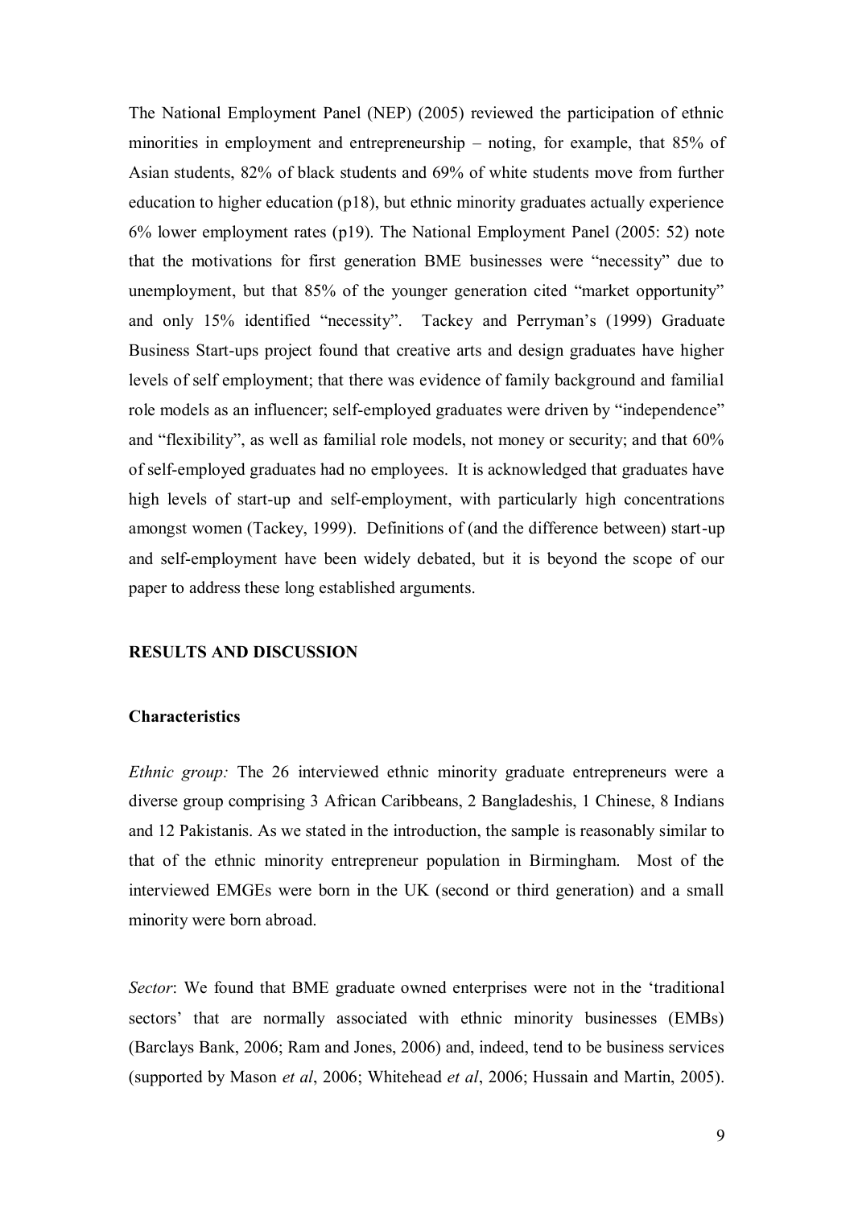The National Employment Panel (NEP) (2005) reviewed the participation of ethnic minorities in employment and entrepreneurship – noting, for example, that 85% of Asian students, 82% of black students and 69% of white students move from further education to higher education (p18), but ethnic minority graduates actually experience 6% lower employment rates (p19). The National Employment Panel (2005: 52) note that the motivations for first generation BME businesses were "necessity" due to unemployment, but that 85% of the younger generation cited "market opportunity" and only 15% identified "necessity". Tackey and Perryman's (1999) Graduate Business Start-ups project found that creative arts and design graduates have higher levels of self employment; that there was evidence of family background and familial role models as an influencer; self-employed graduates were driven by "independence" and "flexibility", as well as familial role models, not money or security; and that 60% of self-employed graduates had no employees. It is acknowledged that graduates have high levels of start-up and self-employment, with particularly high concentrations amongst women (Tackey, 1999). Definitions of (and the difference between) start-up and self-employment have been widely debated, but it is beyond the scope of our paper to address these long established arguments.

## RESULTS AND DISCUSSION

### Characteristics

*Ethnic group:* The 26 interviewed ethnic minority graduate entrepreneurs were a diverse group comprising 3 African Caribbeans, 2 Bangladeshis, 1 Chinese, 8 Indians and 12 Pakistanis. As we stated in the introduction, the sample is reasonably similar to that of the ethnic minority entrepreneur population in Birmingham. Most of the interviewed EMGEs were born in the UK (second or third generation) and a small minority were born abroad.

*Sector*: We found that BME graduate owned enterprises were not in the 'traditional sectors' that are normally associated with ethnic minority businesses (EMBs) (Barclays Bank, 2006; Ram and Jones, 2006) and, indeed, tend to be business services (supported by Mason *et al*, 2006; Whitehead *et al*, 2006; Hussain and Martin, 2005).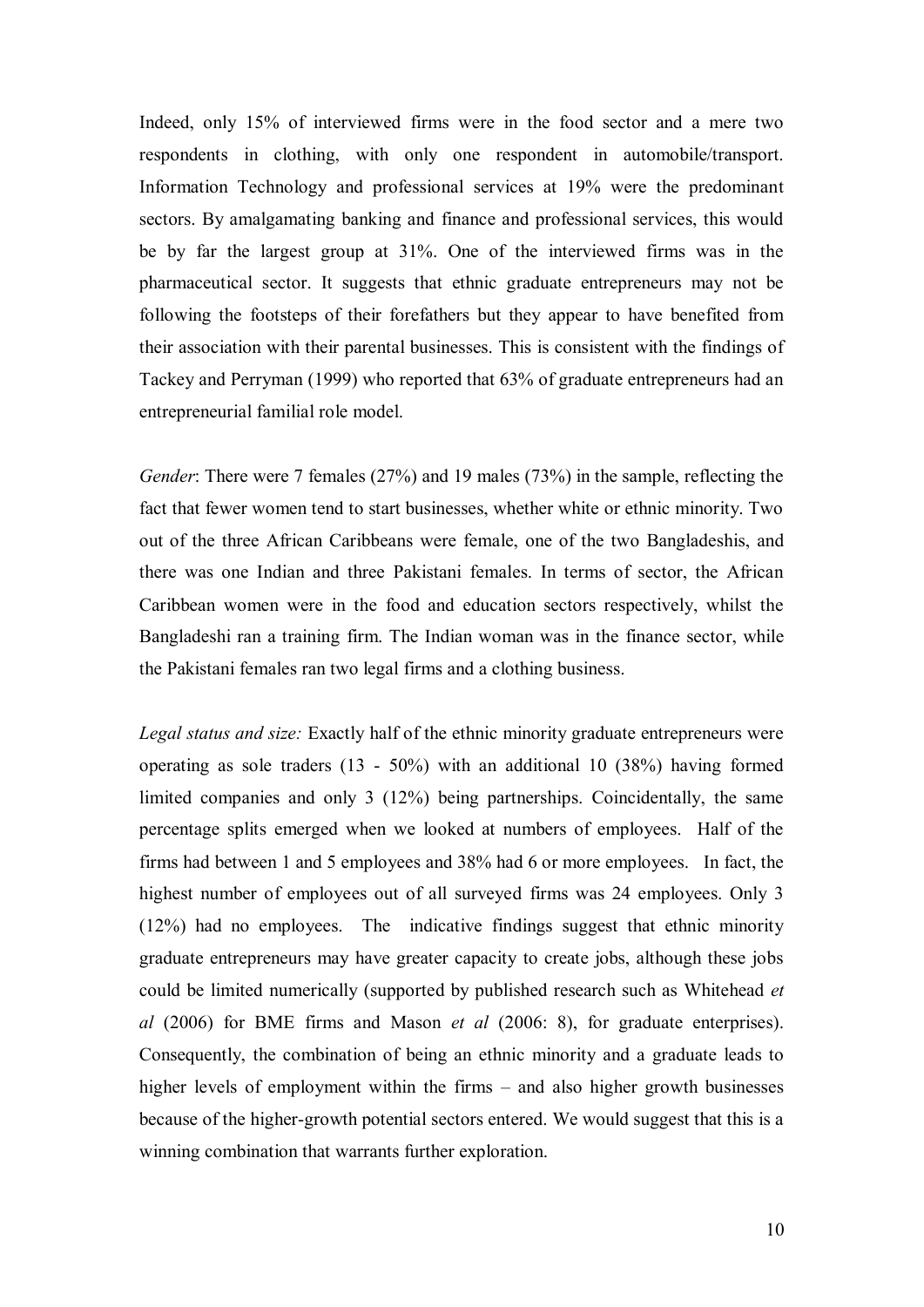Indeed, only 15% of interviewed firms were in the food sector and a mere two respondents in clothing, with only one respondent in automobile/transport. Information Technology and professional services at 19% were the predominant sectors. By amalgamating banking and finance and professional services, this would be by far the largest group at 31%. One of the interviewed firms was in the pharmaceutical sector. It suggests that ethnic graduate entrepreneurs may not be following the footsteps of their forefathers but they appear to have benefited from their association with their parental businesses. This is consistent with the findings of Tackey and Perryman (1999) who reported that 63% of graduate entrepreneurs had an entrepreneurial familial role model.

*Gender*: There were 7 females (27%) and 19 males (73%) in the sample, reflecting the fact that fewer women tend to start businesses, whether white or ethnic minority. Two out of the three African Caribbeans were female, one of the two Bangladeshis, and there was one Indian and three Pakistani females. In terms of sector, the African Caribbean women were in the food and education sectors respectively, whilst the Bangladeshi ran a training firm. The Indian woman was in the finance sector, while the Pakistani females ran two legal firms and a clothing business.

*Legal status and size:* Exactly half of the ethnic minority graduate entrepreneurs were operating as sole traders (13 - 50%) with an additional 10 (38%) having formed limited companies and only 3 (12%) being partnerships. Coincidentally, the same percentage splits emerged when we looked at numbers of employees. Half of the firms had between 1 and 5 employees and 38% had 6 or more employees. In fact, the highest number of employees out of all surveyed firms was 24 employees. Only 3 (12%) had no employees. The indicative findings suggest that ethnic minority graduate entrepreneurs may have greater capacity to create jobs, although these jobs could be limited numerically (supported by published research such as Whitehead *et al* (2006) for BME firms and Mason *et al* (2006: 8), for graduate enterprises). Consequently, the combination of being an ethnic minority and a graduate leads to higher levels of employment within the firms – and also higher growth businesses because of the higher-growth potential sectors entered. We would suggest that this is a winning combination that warrants further exploration.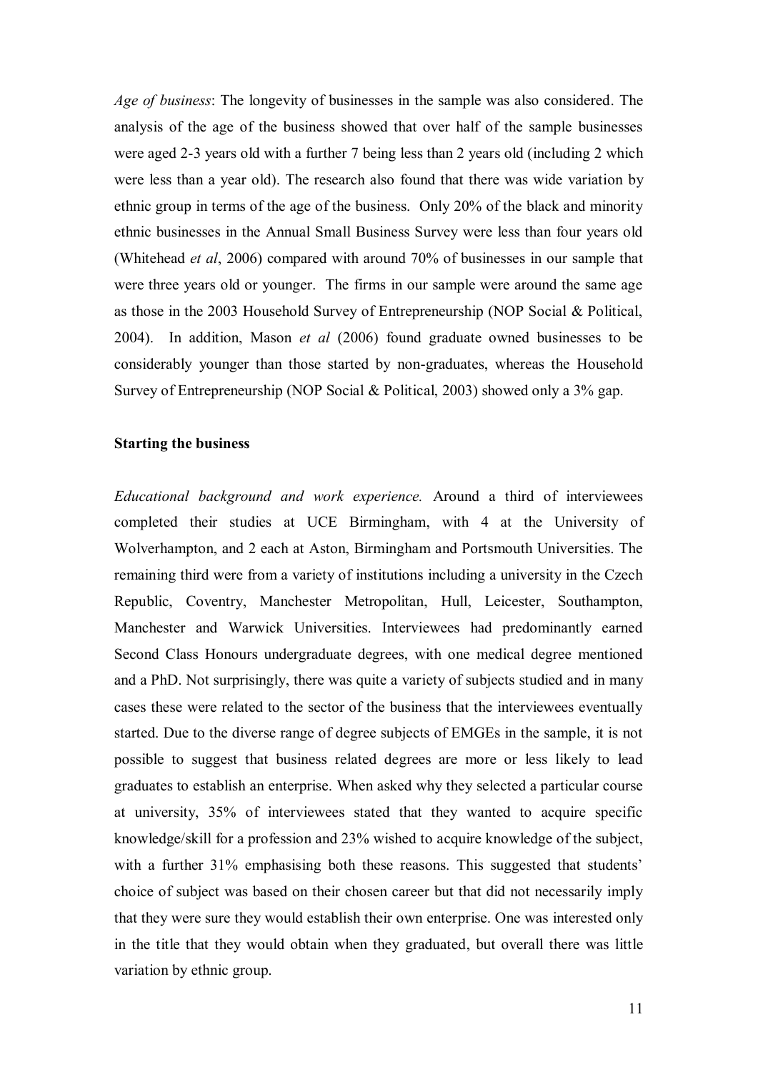*Age of business*: The longevity of businesses in the sample was also considered. The analysis of the age of the business showed that over half of the sample businesses were aged 2-3 years old with a further 7 being less than 2 years old (including 2 which were less than a year old). The research also found that there was wide variation by ethnic group in terms of the age of the business. Only 20% of the black and minority ethnic businesses in the Annual Small Business Survey were less than four years old (Whitehead *et al*, 2006) compared with around 70% of businesses in our sample that were three years old or younger. The firms in our sample were around the same age as those in the 2003 Household Survey of Entrepreneurship (NOP Social & Political, 2004). In addition, Mason *et al* (2006) found graduate owned businesses to be considerably younger than those started by non-graduates, whereas the Household Survey of Entrepreneurship (NOP Social & Political, 2003) showed only a 3% gap.

**Starting the business**

*Educational background and work experience.* Around a third of interviewees completed their studies at UCE Birmingham, with 4 at the University of Wolverhampton, and 2 each at Aston, Birmingham and Portsmouth Universities. The remaining third were from a variety of institutions including a university in the Czech Republic, Coventry, Manchester Metropolitan, Hull, Leicester, Southampton, Manchester and Warwick Universities. Interviewees had predominantly earned Second Class Honours undergraduate degrees, with one medical degree mentioned and a PhD. Not surprisingly, there was quite a variety of subjects studied and in many cases these were related to the sector of the business that the interviewees eventually started. Due to the diverse range of degree subjects of EMGEs in the sample, it is not possible to suggest that business related degrees are more or less likely to lead graduates to establish an enterprise. When asked why they selected a particular course at university, 35% of interviewees stated that they wanted to acquire specific knowledge/skill for a profession and 23% wished to acquire knowledge of the subject, with a further 31% emphasising both these reasons. This suggested that students' choice of subject was based on their chosen career but that did not necessarily imply that they were sure they would establish their own enterprise. One was interested only in the title that they would obtain when they graduated, but overall there was little variation by ethnic group.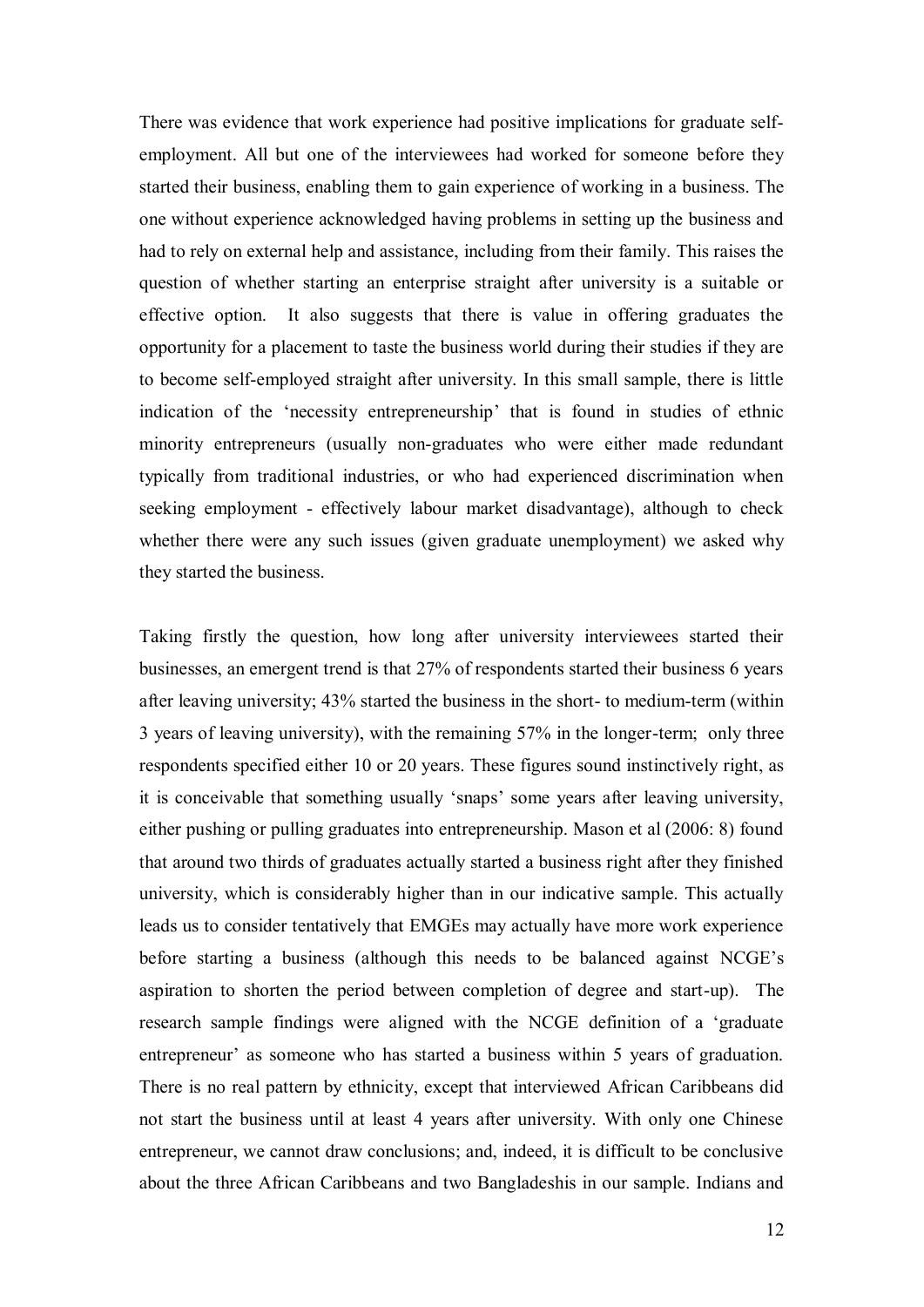There was evidence that work experience had positive implications for graduate self-employment. All but one of the interviewees had worked for someone before they started their business, enabling them to gain experience of working in a business. The one without experience acknowledged having problems in setting up the business and had to rely on external help and assistance, including from their family. This raises the question of whether starting an enterprise straight after university is a suitable or effective option. It also suggests that there is value in offering graduates the opportunity for a placement to taste the business world during their studies if they are to become self-employed straight after university. In this small sample, there is little indication of the 'necessity entrepreneurship' that is found in studies of ethnic minority entrepreneurs (usually non-graduates who were either made redundant typically from traditional industries, or who had experienced discrimination when seeking employment - effectively labour market disadvantage), although to check whether there were any such issues (given graduate unemployment) we asked why they started the business.

Taking firstly the question, how long after university interviewees started their businesses, an emergent trend is that 27% of respondents started their business 6 years after leaving university; 43% started the business in the short- to medium-term (within 3 years of leaving university), with the remaining 57% in the longer-term; only three respondents specified either 10 or 20 years. These figures sound instinctively right, as it is conceivable that something usually 'snaps' some years after leaving university, either pushing or pulling graduates into entrepreneurship. Mason et al (2006: 8) found that around two thirds of graduates actually started a business right after they finished university, which is considerably higher than in our indicative sample. This actually leads us to consider tentatively that EMGEs may actually have more work experience before starting a business (although this needs to be balanced against NCGE's aspiration to shorten the period between completion of degree and start-up). The research sample findings were aligned with the NCGE definition of a 'graduate entrepreneur' as someone who has started a business within 5 years of graduation. There is no real pattern by ethnicity, except that interviewed African Caribbeans did not start the business until at least 4 years after university. With only one Chinese entrepreneur, we cannot draw conclusions; and, indeed, it is difficult to be conclusive about the three African Caribbeans and two Bangladeshis in our sample. Indians and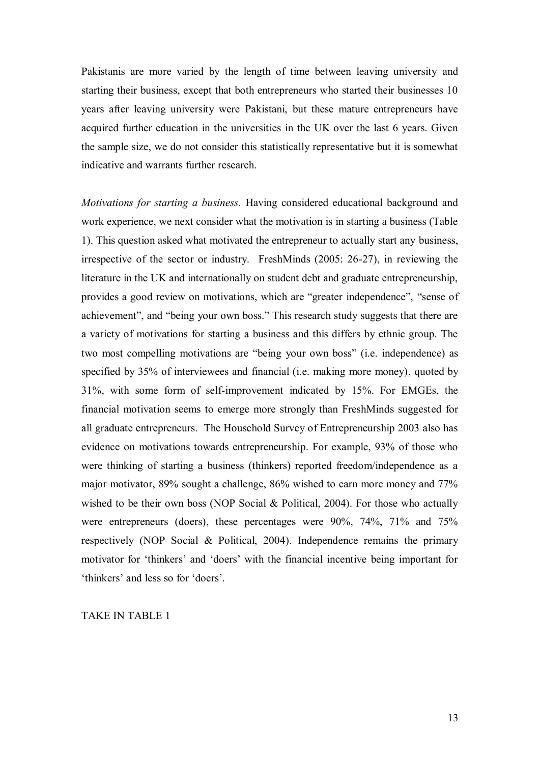Pakistanis are more varied by the length of time between leaving university and starting their business, except that both entrepreneurs who started their businesses 10 years after leaving university were Pakistani, but these mature entrepreneurs have acquired further education in the universities in the UK over the last 6 years. Given the sample size, we do not consider this statistically representative but it is somewhat indicative and warrants further research.

*Motivations for starting a business.* Having considered educational background and work experience, we next consider what the motivation is in starting a business (Table 1). This question asked what motivated the entrepreneur to actually start any business, irrespective of the sector or industry. FreshMinds (2005: 26-27), in reviewing the literature in the UK and internationally on student debt and graduate entrepreneurship, provides a good review on motivations, which are "greater independence", "sense of achievement", and "being your own boss." This research study suggests that there are a variety of motivations for starting a business and this differs by ethnic group. The two most compelling motivations are "being your own boss" (i.e. independence) as specified by 35% of interviewees and financial (i.e. making more money), quoted by 31%, with some form of self-improvement indicated by 15%. For EMGEs, the financial motivation seems to emerge more strongly than FreshMinds suggested for all graduate entrepreneurs. The Household Survey of Entrepreneurship 2003 also has evidence on motivations towards entrepreneurship. For example, 93% of those who were thinking of starting a business (thinkers) reported freedom/independence as a major motivator, 89% sought a challenge, 86% wished to earn more money and 77% wished to be their own boss (NOP Social & Political, 2004). For those who actually were entrepreneurs (doers), these percentages were 90%, 74%, 71% and 75% respectively (NOP Social & Political, 2004). Independence remains the primary motivator for 'thinkers' and 'doers' with the financial incentive being important for 'thinkers' and less so for 'doers'.

TAKE IN TABLE 1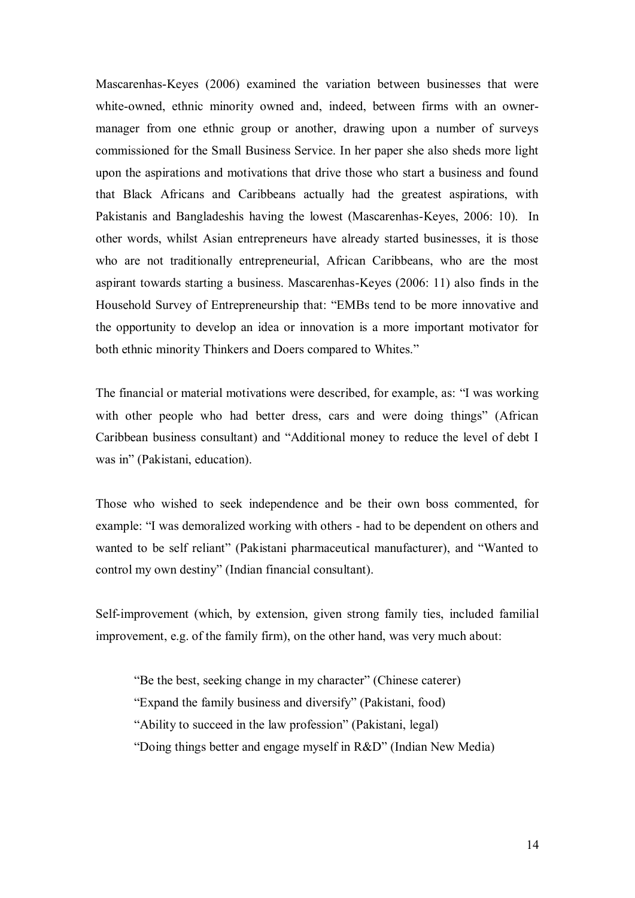Mascarenhas-Keyes (2006) examined the variation between businesses that were white-owned, ethnic minority owned and, indeed, between firms with an owner-manager from one ethnic group or another, drawing upon a number of surveys commissioned for the Small Business Service. In her paper she also sheds more light upon the aspirations and motivations that drive those who start a business and found that Black Africans and Caribbeans actually had the greatest aspirations, with Pakistanis and Bangladeshis having the lowest (Mascarenhas-Keyes, 2006: 10). In other words, whilst Asian entrepreneurs have already started businesses, it is those who are not traditionally entrepreneurial, African Caribbeans, who are the most aspirant towards starting a business. Mascarenhas-Keyes (2006: 11) also finds in the Household Survey of Entrepreneurship that: "EMBs tend to be more innovative and the opportunity to develop an idea or innovation is a more important motivator for both ethnic minority Thinkers and Doers compared to Whites."

The financial or material motivations were described, for example, as: "I was working with other people who had better dress, cars and were doing things" (African Caribbean business consultant) and "Additional money to reduce the level of debt I was in" (Pakistani, education).

Those who wished to seek independence and be their own boss commented, for example: "I was demoralized working with others - had to be dependent on others and wanted to be self reliant" (Pakistani pharmaceutical manufacturer), and "Wanted to control my own destiny" (Indian financial consultant).

Self-improvement (which, by extension, given strong family ties, included familial improvement, e.g. of the family firm), on the other hand, was very much about:

> "Be the best, seeking change in my character" (Chinese caterer)
> "Expand the family business and diversify" (Pakistani, food)
> "Ability to succeed in the law profession" (Pakistani, legal)
> "Doing things better and engage myself in R&D" (Indian New Media)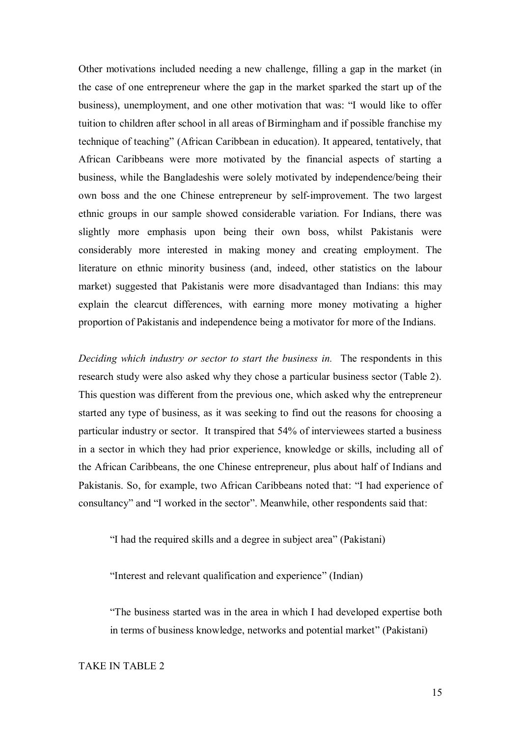Other motivations included needing a new challenge, filling a gap in the market (in the case of one entrepreneur where the gap in the market sparked the start up of the business), unemployment, and one other motivation that was: "I would like to offer tuition to children after school in all areas of Birmingham and if possible franchise my technique of teaching" (African Caribbean in education). It appeared, tentatively, that African Caribbeans were more motivated by the financial aspects of starting a business, while the Bangladeshis were solely motivated by independence/being their own boss and the one Chinese entrepreneur by self-improvement. The two largest ethnic groups in our sample showed considerable variation. For Indians, there was slightly more emphasis upon being their own boss, whilst Pakistanis were considerably more interested in making money and creating employment. The literature on ethnic minority business (and, indeed, other statistics on the labour market) suggested that Pakistanis were more disadvantaged than Indians: this may explain the clearcut differences, with earning more money motivating a higher proportion of Pakistanis and independence being a motivator for more of the Indians.

*Deciding which industry or sector to start the business in.* The respondents in this research study were also asked why they chose a particular business sector (Table 2). This question was different from the previous one, which asked why the entrepreneur started any type of business, as it was seeking to find out the reasons for choosing a particular industry or sector. It transpired that 54% of interviewees started a business in a sector in which they had prior experience, knowledge or skills, including all of the African Caribbeans, the one Chinese entrepreneur, plus about half of Indians and Pakistanis. So, for example, two African Caribbeans noted that: "I had experience of consultancy" and "I worked in the sector". Meanwhile, other respondents said that:

> "I had the required skills and a degree in subject area" (Pakistani)
>
> "Interest and relevant qualification and experience" (Indian)
>
> "The business started was in the area in which I had developed expertise both in terms of business knowledge, networks and potential market" (Pakistani)

TAKE IN TABLE 2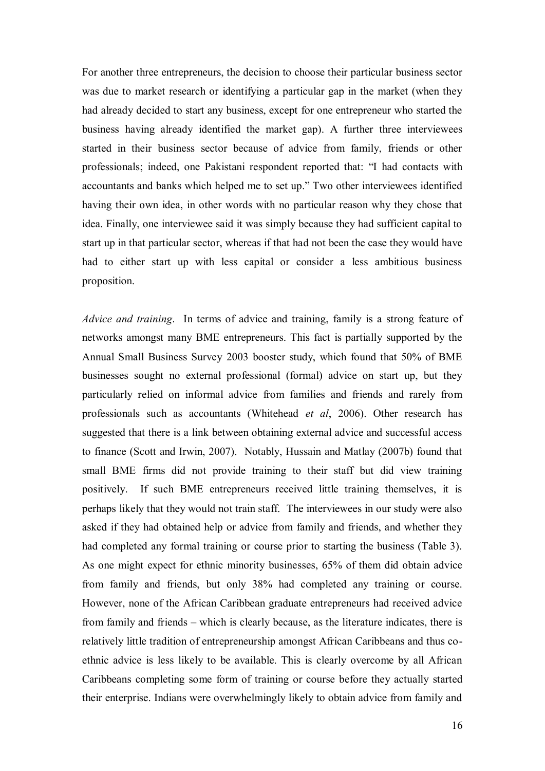For another three entrepreneurs, the decision to choose their particular business sector was due to market research or identifying a particular gap in the market (when they had already decided to start any business, except for one entrepreneur who started the business having already identified the market gap). A further three interviewees started in their business sector because of advice from family, friends or other professionals; indeed, one Pakistani respondent reported that: "I had contacts with accountants and banks which helped me to set up." Two other interviewees identified having their own idea, in other words with no particular reason why they chose that idea. Finally, one interviewee said it was simply because they had sufficient capital to start up in that particular sector, whereas if that had not been the case they would have had to either start up with less capital or consider a less ambitious business proposition.

*Advice and training*. In terms of advice and training, family is a strong feature of networks amongst many BME entrepreneurs. This fact is partially supported by the Annual Small Business Survey 2003 booster study, which found that 50% of BME businesses sought no external professional (formal) advice on start up, but they particularly relied on informal advice from families and friends and rarely from professionals such as accountants (Whitehead *et al*, 2006). Other research has suggested that there is a link between obtaining external advice and successful access to finance (Scott and Irwin, 2007). Notably, Hussain and Matlay (2007b) found that small BME firms did not provide training to their staff but did view training positively. If such BME entrepreneurs received little training themselves, it is perhaps likely that they would not train staff. The interviewees in our study were also asked if they had obtained help or advice from family and friends, and whether they had completed any formal training or course prior to starting the business (Table 3). As one might expect for ethnic minority businesses, 65% of them did obtain advice from family and friends, but only 38% had completed any training or course. However, none of the African Caribbean graduate entrepreneurs had received advice from family and friends – which is clearly because, as the literature indicates, there is relatively little tradition of entrepreneurship amongst African Caribbeans and thus co-ethnic advice is less likely to be available. This is clearly overcome by all African Caribbeans completing some form of training or course before they actually started their enterprise. Indians were overwhelmingly likely to obtain advice from family and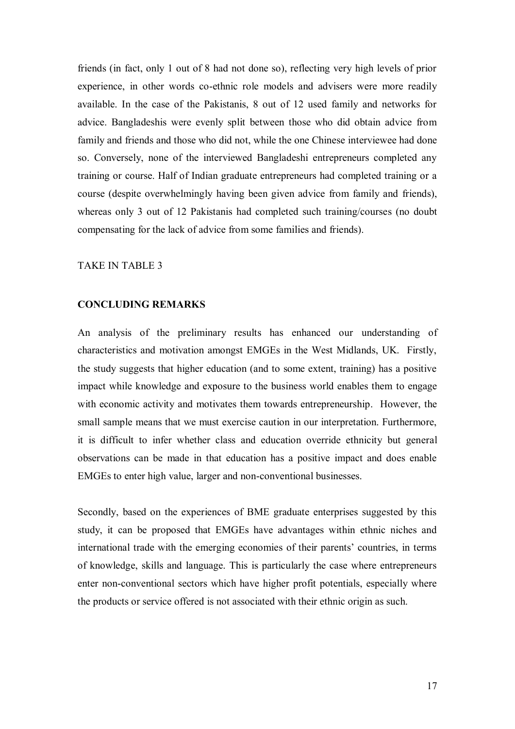friends (in fact, only 1 out of 8 had not done so), reflecting very high levels of prior experience, in other words co-ethnic role models and advisers were more readily available. In the case of the Pakistanis, 8 out of 12 used family and networks for advice. Bangladeshis were evenly split between those who did obtain advice from family and friends and those who did not, while the one Chinese interviewee had done so. Conversely, none of the interviewed Bangladeshi entrepreneurs completed any training or course. Half of Indian graduate entrepreneurs had completed training or a course (despite overwhelmingly having been given advice from family and friends), whereas only 3 out of 12 Pakistanis had completed such training/courses (no doubt compensating for the lack of advice from some families and friends).

TAKE IN TABLE 3

## CONCLUDING REMARKS

An analysis of the preliminary results has enhanced our understanding of characteristics and motivation amongst EMGEs in the West Midlands, UK. Firstly, the study suggests that higher education (and to some extent, training) has a positive impact while knowledge and exposure to the business world enables them to engage with economic activity and motivates them towards entrepreneurship. However, the small sample means that we must exercise caution in our interpretation. Furthermore, it is difficult to infer whether class and education override ethnicity but general observations can be made in that education has a positive impact and does enable EMGEs to enter high value, larger and non-conventional businesses.

Secondly, based on the experiences of BME graduate enterprises suggested by this study, it can be proposed that EMGEs have advantages within ethnic niches and international trade with the emerging economies of their parents' countries, in terms of knowledge, skills and language. This is particularly the case where entrepreneurs enter non-conventional sectors which have higher profit potentials, especially where the products or service offered is not associated with their ethnic origin as such.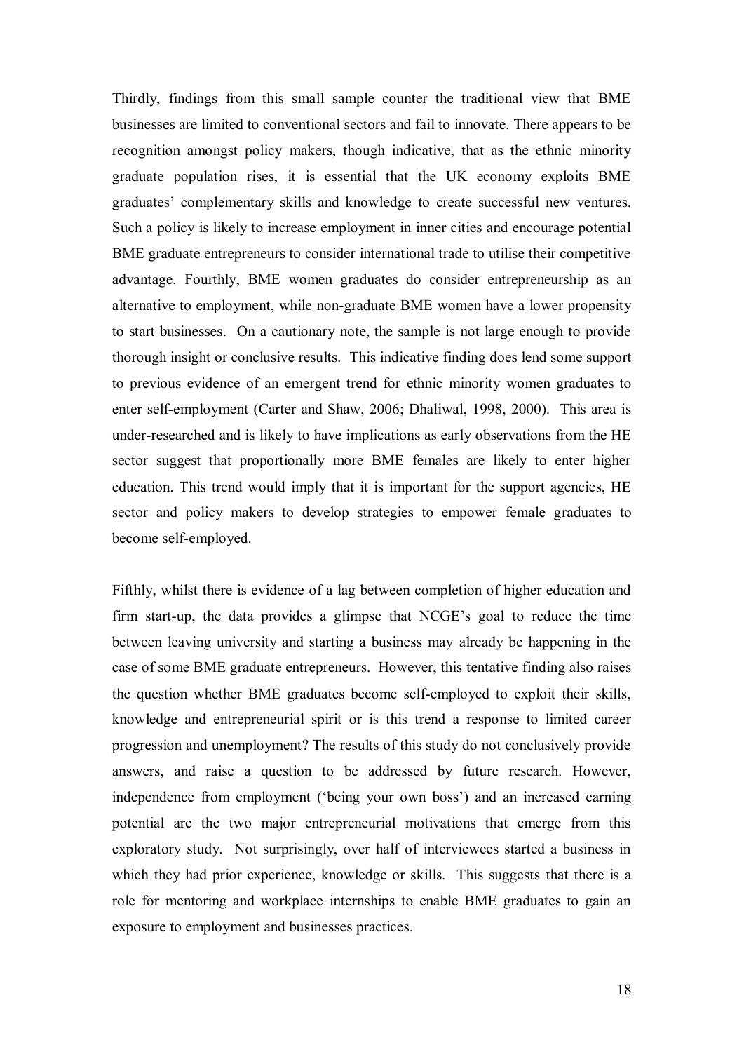Thirdly, findings from this small sample counter the traditional view that BME businesses are limited to conventional sectors and fail to innovate. There appears to be recognition amongst policy makers, though indicative, that as the ethnic minority graduate population rises, it is essential that the UK economy exploits BME graduates' complementary skills and knowledge to create successful new ventures. Such a policy is likely to increase employment in inner cities and encourage potential BME graduate entrepreneurs to consider international trade to utilise their competitive advantage. Fourthly, BME women graduates do consider entrepreneurship as an alternative to employment, while non-graduate BME women have a lower propensity to start businesses. On a cautionary note, the sample is not large enough to provide thorough insight or conclusive results. This indicative finding does lend some support to previous evidence of an emergent trend for ethnic minority women graduates to enter self-employment (Carter and Shaw, 2006; Dhaliwal, 1998, 2000). This area is under-researched and is likely to have implications as early observations from the HE sector suggest that proportionally more BME females are likely to enter higher education. This trend would imply that it is important for the support agencies, HE sector and policy makers to develop strategies to empower female graduates to become self-employed.

Fifthly, whilst there is evidence of a lag between completion of higher education and firm start-up, the data provides a glimpse that NCGE's goal to reduce the time between leaving university and starting a business may already be happening in the case of some BME graduate entrepreneurs. However, this tentative finding also raises the question whether BME graduates become self-employed to exploit their skills, knowledge and entrepreneurial spirit or is this trend a response to limited career progression and unemployment? The results of this study do not conclusively provide answers, and raise a question to be addressed by future research. However, independence from employment ('being your own boss') and an increased earning potential are the two major entrepreneurial motivations that emerge from this exploratory study. Not surprisingly, over half of interviewees started a business in which they had prior experience, knowledge or skills. This suggests that there is a role for mentoring and workplace internships to enable BME graduates to gain an exposure to employment and businesses practices.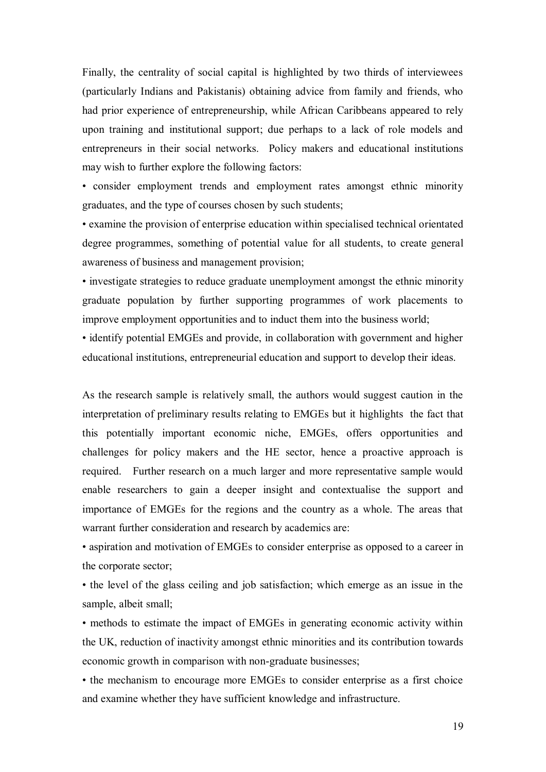Finally, the centrality of social capital is highlighted by two thirds of interviewees (particularly Indians and Pakistanis) obtaining advice from family and friends, who had prior experience of entrepreneurship, while African Caribbeans appeared to rely upon training and institutional support; due perhaps to a lack of role models and entrepreneurs in their social networks. Policy makers and educational institutions may wish to further explore the following factors:

- consider employment trends and employment rates amongst ethnic minority graduates, and the type of courses chosen by such students;
- examine the provision of enterprise education within specialised technical orientated degree programmes, something of potential value for all students, to create general awareness of business and management provision;
- investigate strategies to reduce graduate unemployment amongst the ethnic minority graduate population by further supporting programmes of work placements to improve employment opportunities and to induct them into the business world;
- identify potential EMGEs and provide, in collaboration with government and higher educational institutions, entrepreneurial education and support to develop their ideas.

As the research sample is relatively small, the authors would suggest caution in the interpretation of preliminary results relating to EMGEs but it highlights the fact that this potentially important economic niche, EMGEs, offers opportunities and challenges for policy makers and the HE sector, hence a proactive approach is required. Further research on a much larger and more representative sample would enable researchers to gain a deeper insight and contextualise the support and importance of EMGEs for the regions and the country as a whole. The areas that warrant further consideration and research by academics are:

- aspiration and motivation of EMGEs to consider enterprise as opposed to a career in the corporate sector;
- the level of the glass ceiling and job satisfaction; which emerge as an issue in the sample, albeit small;
- methods to estimate the impact of EMGEs in generating economic activity within the UK, reduction of inactivity amongst ethnic minorities and its contribution towards economic growth in comparison with non-graduate businesses;
- the mechanism to encourage more EMGEs to consider enterprise as a first choice and examine whether they have sufficient knowledge and infrastructure.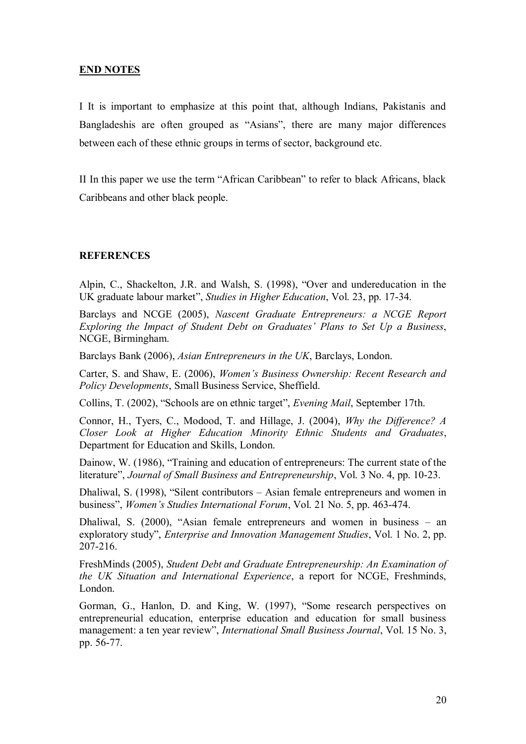## END NOTES

I It is important to emphasize at this point that, although Indians, Pakistanis and Bangladeshis are often grouped as "Asians", there are many major differences between each of these ethnic groups in terms of sector, background etc.

II In this paper we use the term "African Caribbean" to refer to black Africans, black Caribbeans and other black people.

## REFERENCES

Alpin, C., Shackelton, J.R. and Walsh, S. (1998), "Over and undereducation in the UK graduate labour market", *Studies in Higher Education*, Vol. 23, pp. 17-34.

Barclays and NCGE (2005), *Nascent Graduate Entrepreneurs: a NCGE Report Exploring the Impact of Student Debt on Graduates' Plans to Set Up a Business*, NCGE, Birmingham.

Barclays Bank (2006), *Asian Entrepreneurs in the UK*, Barclays, London.

Carter, S. and Shaw, E. (2006), *Women's Business Ownership: Recent Research and Policy Developments*, Small Business Service, Sheffield.

Collins, T. (2002), "Schools are on ethnic target", *Evening Mail*, September 17th.

Connor, H., Tyers, C., Modood, T. and Hillage, J. (2004), *Why the Difference? A Closer Look at Higher Education Minority Ethnic Students and Graduates*, Department for Education and Skills, London.

Dainow, W. (1986), "Training and education of entrepreneurs: The current state of the literature", *Journal of Small Business and Entrepreneurship*, Vol. 3 No. 4, pp. 10-23.

Dhaliwal, S. (1998), "Silent contributors – Asian female entrepreneurs and women in business", *Women's Studies International Forum*, Vol. 21 No. 5, pp. 463-474.

Dhaliwal, S. (2000), "Asian female entrepreneurs and women in business – an exploratory study", *Enterprise and Innovation Management Studies*, Vol. 1 No. 2, pp. 207-216.

FreshMinds (2005), *Student Debt and Graduate Entrepreneurship: An Examination of the UK Situation and International Experience*, a report for NCGE, Freshminds, London.

Gorman, G., Hanlon, D. and King, W. (1997), "Some research perspectives on entrepreneurial education, enterprise education and education for small business management: a ten year review", *International Small Business Journal*, Vol. 15 No. 3, pp. 56-77.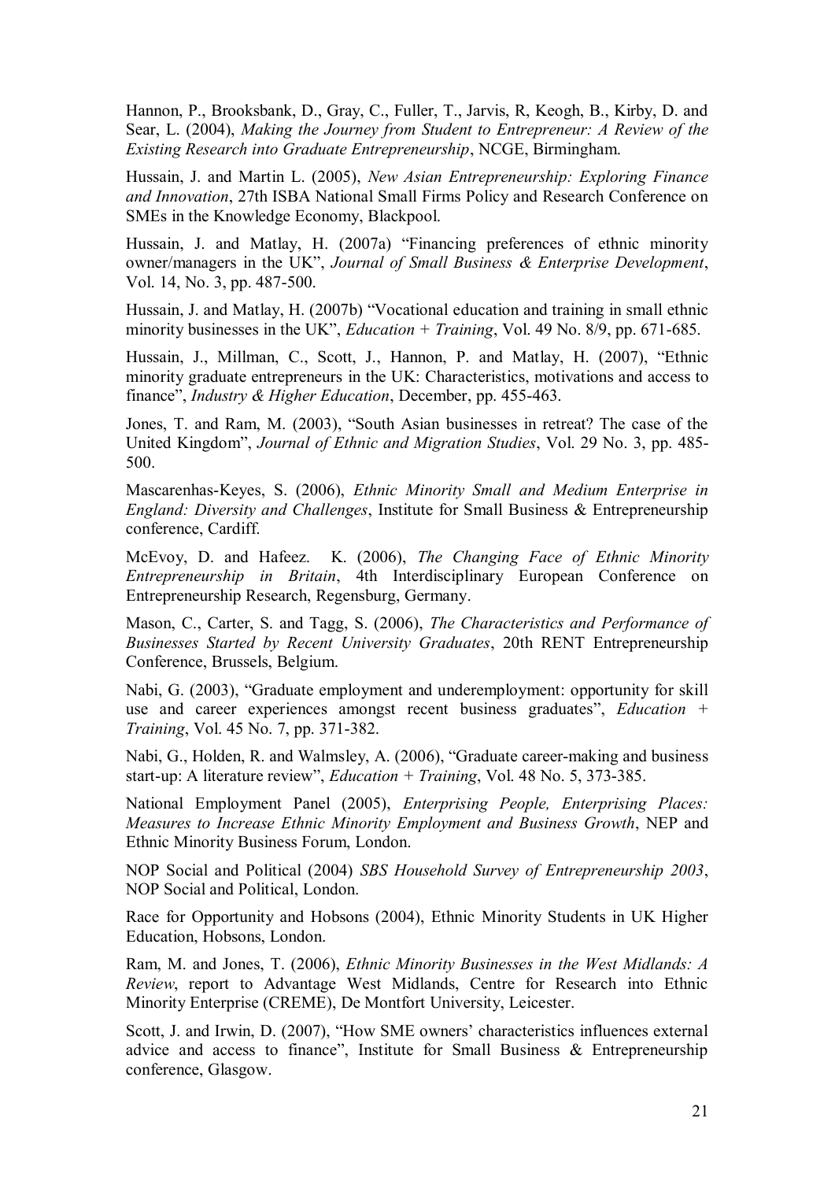Hannon, P., Brooksbank, D., Gray, C., Fuller, T., Jarvis, R, Keogh, B., Kirby, D. and Sear, L. (2004), *Making the Journey from Student to Entrepreneur: A Review of the Existing Research into Graduate Entrepreneurship*, NCGE, Birmingham.

Hussain, J. and Martin L. (2005), *New Asian Entrepreneurship: Exploring Finance and Innovation*, 27th ISBA National Small Firms Policy and Research Conference on SMEs in the Knowledge Economy, Blackpool.

Hussain, J. and Matlay, H. (2007a) "Financing preferences of ethnic minority owner/managers in the UK", *Journal of Small Business & Enterprise Development*, Vol. 14, No. 3, pp. 487-500.

Hussain, J. and Matlay, H. (2007b) "Vocational education and training in small ethnic minority businesses in the UK", *Education + Training*, Vol. 49 No. 8/9, pp. 671-685.

Hussain, J., Millman, C., Scott, J., Hannon, P. and Matlay, H. (2007), "Ethnic minority graduate entrepreneurs in the UK: Characteristics, motivations and access to finance", *Industry & Higher Education*, December, pp. 455-463.

Jones, T. and Ram, M. (2003), "South Asian businesses in retreat? The case of the United Kingdom", *Journal of Ethnic and Migration Studies*, Vol. 29 No. 3, pp. 485-500.

Mascarenhas-Keyes, S. (2006), *Ethnic Minority Small and Medium Enterprise in England: Diversity and Challenges*, Institute for Small Business & Entrepreneurship conference, Cardiff.

McEvoy, D. and Hafeez. K. (2006), *The Changing Face of Ethnic Minority Entrepreneurship in Britain*, 4th Interdisciplinary European Conference on Entrepreneurship Research, Regensburg, Germany.

Mason, C., Carter, S. and Tagg, S. (2006), *The Characteristics and Performance of Businesses Started by Recent University Graduates*, 20th RENT Entrepreneurship Conference, Brussels, Belgium.

Nabi, G. (2003), "Graduate employment and underemployment: opportunity for skill use and career experiences amongst recent business graduates", *Education + Training*, Vol. 45 No. 7, pp. 371-382.

Nabi, G., Holden, R. and Walmsley, A. (2006), "Graduate career-making and business start-up: A literature review", *Education + Training*, Vol. 48 No. 5, 373-385.

National Employment Panel (2005), *Enterprising People, Enterprising Places: Measures to Increase Ethnic Minority Employment and Business Growth*, NEP and Ethnic Minority Business Forum, London.

NOP Social and Political (2004) *SBS Household Survey of Entrepreneurship 2003*, NOP Social and Political, London.

Race for Opportunity and Hobsons (2004), Ethnic Minority Students in UK Higher Education, Hobsons, London.

Ram, M. and Jones, T. (2006), *Ethnic Minority Businesses in the West Midlands: A Review*, report to Advantage West Midlands, Centre for Research into Ethnic Minority Enterprise (CREME), De Montfort University, Leicester.

Scott, J. and Irwin, D. (2007), "How SME owners' characteristics influences external advice and access to finance", Institute for Small Business & Entrepreneurship conference, Glasgow.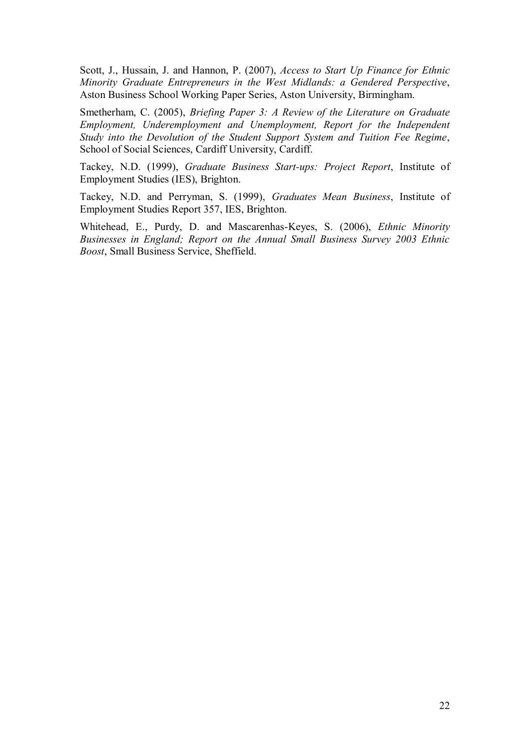Scott, J., Hussain, J. and Hannon, P. (2007), *Access to Start Up Finance for Ethnic Minority Graduate Entrepreneurs in the West Midlands: a Gendered Perspective*, Aston Business School Working Paper Series, Aston University, Birmingham.

Smetherham, C. (2005), *Briefing Paper 3: A Review of the Literature on Graduate Employment, Underemployment and Unemployment, Report for the Independent Study into the Devolution of the Student Support System and Tuition Fee Regime*, School of Social Sciences, Cardiff University, Cardiff.

Tackey, N.D. (1999), *Graduate Business Start-ups: Project Report*, Institute of Employment Studies (IES), Brighton.

Tackey, N.D. and Perryman, S. (1999), *Graduates Mean Business*, Institute of Employment Studies Report 357, IES, Brighton.

Whitehead, E., Purdy, D. and Mascarenhas-Keyes, S. (2006), *Ethnic Minority Businesses in England; Report on the Annual Small Business Survey 2003 Ethnic Boost*, Small Business Service, Sheffield.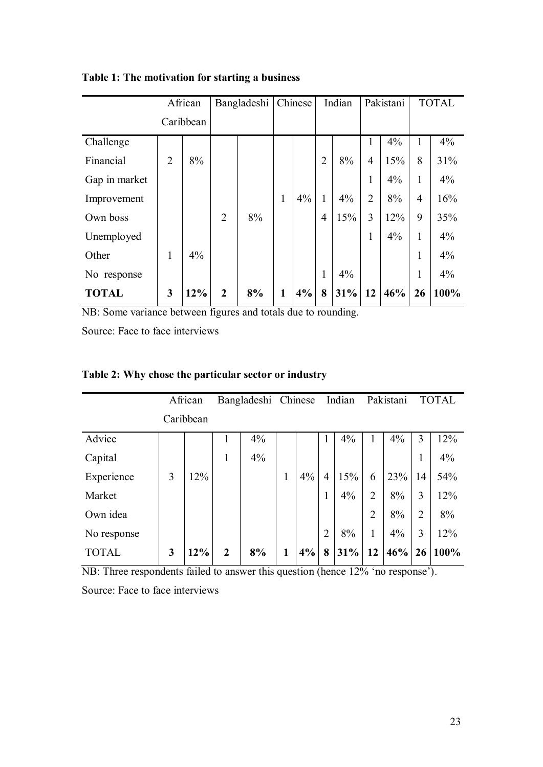**Table 1: The motivation for starting a business**

| | African Caribbean | | Bangladeshi | | Chinese | | Indian | | Pakistani | | TOTAL | |
|---|---|---|---|---|---|---|---|---|---|---|---|---|
| Challenge | | | | | | | | | 1 | 4% | 1 | 4% |
| Financial | 2 | 8% | | | | | 2 | 8% | 4 | 15% | 8 | 31% |
| Gap in market | | | | | | | | | 1 | 4% | 1 | 4% |
| Improvement | | | | | 1 | 4% | 1 | 4% | 2 | 8% | 4 | 16% |
| Own boss | | | 2 | 8% | | | 4 | 15% | 3 | 12% | 9 | 35% |
| Unemployed | | | | | | | | | 1 | 4% | 1 | 4% |
| Other | 1 | 4% | | | | | | | | | 1 | 4% |
| No response | | | | | | | 1 | 4% | | | 1 | 4% |
| **TOTAL** | **3** | **12%** | **2** | **8%** | **1** | **4%** | **8** | **31%** | **12** | **46%** | **26** | **100%** |

NB: Some variance between figures and totals due to rounding.

Source: Face to face interviews

**Table 2: Why chose the particular sector or industry**

| | African Caribbean | | Bangladeshi | | Chinese | | Indian | | Pakistani | | TOTAL | |
|---|---|---|---|---|---|---|---|---|---|---|---|---|
| Advice | | | 1 | 4% | | | 1 | 4% | 1 | 4% | 3 | 12% |
| Capital | | | 1 | 4% | | | | | | | 1 | 4% |
| Experience | 3 | 12% | | | 1 | 4% | 4 | 15% | 6 | 23% | 14 | 54% |
| Market | | | | | | | 1 | 4% | 2 | 8% | 3 | 12% |
| Own idea | | | | | | | | | 2 | 8% | 2 | 8% |
| No response | | | | | | | 2 | 8% | 1 | 4% | 3 | 12% |
| TOTAL | **3** | **12%** | **2** | **8%** | **1** | **4%** | **8** | **31%** | **12** | **46%** | **26** | **100%** |

NB: Three respondents failed to answer this question (hence 12% 'no response').

Source: Face to face interviews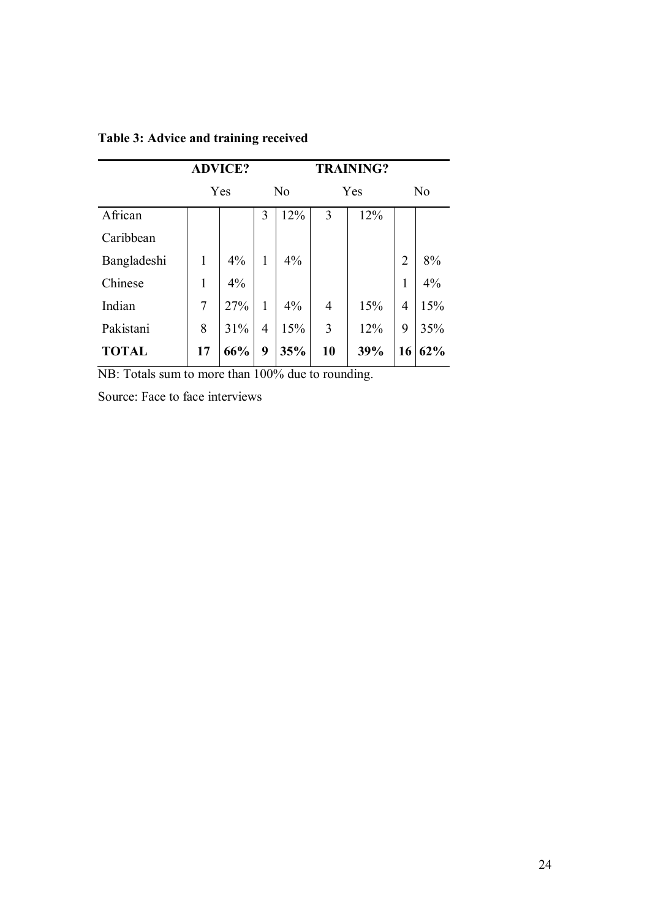**Table 3: Advice and training received**

| | ADVICE? | | | | TRAINING? | | | |
|---|---|---|---|---|---|---|---|---|
| | Yes | | No | | Yes | | No | |
| African | | | 3 | 12% | 3 | 12% | | |
| Caribbean | | | | | | | | |
| Bangladeshi | 1 | 4% | 1 | 4% | | | 2 | 8% |
| Chinese | 1 | 4% | | | | | 1 | 4% |
| Indian | 7 | 27% | 1 | 4% | 4 | 15% | 4 | 15% |
| Pakistani | 8 | 31% | 4 | 15% | 3 | 12% | 9 | 35% |
| **TOTAL** | **17** | **66%** | **9** | **35%** | **10** | **39%** | **16** | **62%** |

NB: Totals sum to more than 100% due to rounding.

Source: Face to face interviews